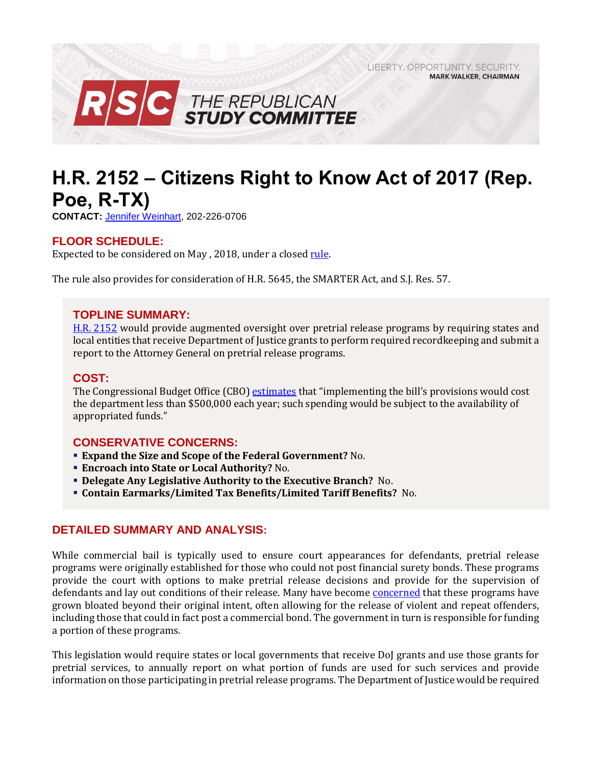LIBERTY. OPPORTUNITY. SECURITY.
MARK WALKER, CHAIRMAN

RSC THE REPUBLICAN STUDY COMMITTEE

# H.R. 2152 – Citizens Right to Know Act of 2017 (Rep. Poe, R-TX)

**CONTACT:** Jennifer Weinhart, 202-226-0706

## FLOOR SCHEDULE:

Expected to be considered on May , 2018, under a closed rule.

The rule also provides for consideration of H.R. 5645, the SMARTER Act, and S.J. Res. 57.

## TOPLINE SUMMARY:

H.R. 2152 would provide augmented oversight over pretrial release programs by requiring states and local entities that receive Department of Justice grants to perform required recordkeeping and submit a report to the Attorney General on pretrial release programs.

## COST:

The Congressional Budget Office (CBO) estimates that "implementing the bill's provisions would cost the department less than $500,000 each year; such spending would be subject to the availability of appropriated funds."

## CONSERVATIVE CONCERNS:

- **Expand the Size and Scope of the Federal Government?** No.
- **Encroach into State or Local Authority?** No.
- **Delegate Any Legislative Authority to the Executive Branch?** No.
- **Contain Earmarks/Limited Tax Benefits/Limited Tariff Benefits?** No.

## DETAILED SUMMARY AND ANALYSIS:

While commercial bail is typically used to ensure court appearances for defendants, pretrial release programs were originally established for those who could not post financial surety bonds. These programs provide the court with options to make pretrial release decisions and provide for the supervision of defendants and lay out conditions of their release. Many have become concerned that these programs have grown bloated beyond their original intent, often allowing for the release of violent and repeat offenders, including those that could in fact post a commercial bond. The government in turn is responsible for funding a portion of these programs.

This legislation would require states or local governments that receive DoJ grants and use those grants for pretrial services, to annually report on what portion of funds are used for such services and provide information on those participating in pretrial release programs. The Department of Justice would be required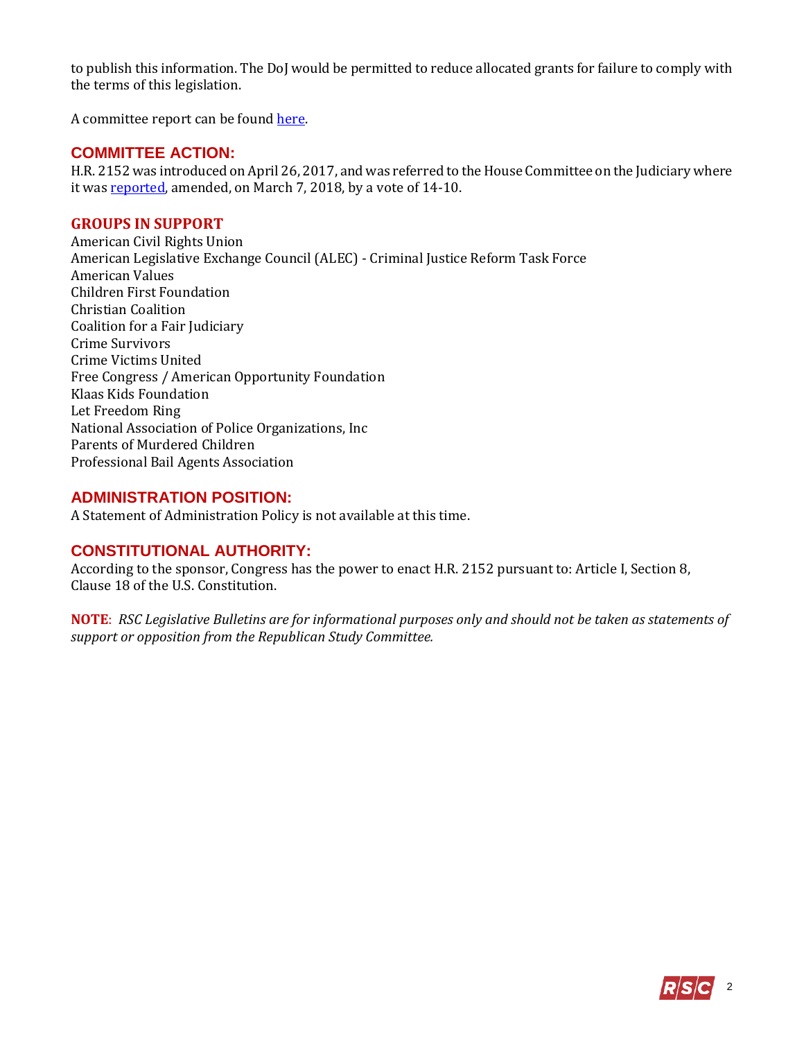to publish this information. The DoJ would be permitted to reduce allocated grants for failure to comply with the terms of this legislation.

A committee report can be found here.

## COMMITTEE ACTION:

H.R. 2152 was introduced on April 26, 2017, and was referred to the House Committee on the Judiciary where it was reported, amended, on March 7, 2018, by a vote of 14-10.

## GROUPS IN SUPPORT

American Civil Rights Union
American Legislative Exchange Council (ALEC) - Criminal Justice Reform Task Force
American Values
Children First Foundation
Christian Coalition
Coalition for a Fair Judiciary
Crime Survivors
Crime Victims United
Free Congress / American Opportunity Foundation
Klaas Kids Foundation
Let Freedom Ring
National Association of Police Organizations, Inc
Parents of Murdered Children
Professional Bail Agents Association

## ADMINISTRATION POSITION:

A Statement of Administration Policy is not available at this time.

## CONSTITUTIONAL AUTHORITY:

According to the sponsor, Congress has the power to enact H.R. 2152 pursuant to: Article I, Section 8, Clause 18 of the U.S. Constitution.

**NOTE**: *RSC Legislative Bulletins are for informational purposes only and should not be taken as statements of support or opposition from the Republican Study Committee.*